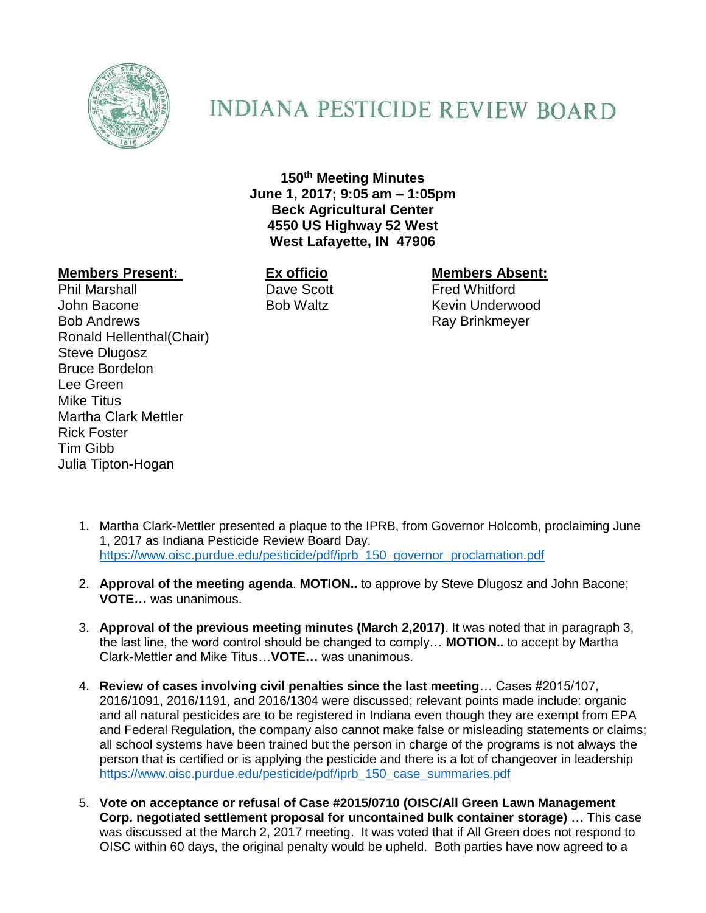# INDIANA PESTICIDE REVIEW BOARD

**150th Meeting Minutes**
**June 1, 2017; 9:05 am – 1:05pm**
**Beck Agricultural Center**
**4550 US Highway 52 West**
**West Lafayette, IN 47906**

| **Members Present:** | **Ex officio** | **Members Absent:** |
|---|---|---|
| Phil Marshall | Dave Scott | Fred Whitford |
| John Bacone | Bob Waltz | Kevin Underwood |
| Bob Andrews | | Ray Brinkmeyer |
| Ronald Hellenthal(Chair) | | |
| Steve Dlugosz | | |
| Bruce Bordelon | | |
| Lee Green | | |
| Mike Titus | | |
| Martha Clark Mettler | | |
| Rick Foster | | |
| Tim Gibb | | |
| Julia Tipton-Hogan | | |

1. Martha Clark-Mettler presented a plaque to the IPRB, from Governor Holcomb, proclaiming June 1, 2017 as Indiana Pesticide Review Board Day. https://www.oisc.purdue.edu/pesticide/pdf/iprb_150_governor_proclamation.pdf

2. **Approval of the meeting agenda**. **MOTION..** to approve by Steve Dlugosz and John Bacone; **VOTE…** was unanimous.

3. **Approval of the previous meeting minutes (March 2,2017)**. It was noted that in paragraph 3, the last line, the word control should be changed to comply… **MOTION..** to accept by Martha Clark-Mettler and Mike Titus…**VOTE…** was unanimous.

4. **Review of cases involving civil penalties since the last meeting**… Cases #2015/107, 2016/1091, 2016/1191, and 2016/1304 were discussed; relevant points made include: organic and all natural pesticides are to be registered in Indiana even though they are exempt from EPA and Federal Regulation, the company also cannot make false or misleading statements or claims; all school systems have been trained but the person in charge of the programs is not always the person that is certified or is applying the pesticide and there is a lot of changeover in leadership https://www.oisc.purdue.edu/pesticide/pdf/iprb_150_case_summaries.pdf

5. **Vote on acceptance or refusal of Case #2015/0710 (OISC/All Green Lawn Management Corp. negotiated settlement proposal for uncontained bulk container storage)** … This case was discussed at the March 2, 2017 meeting. It was voted that if All Green does not respond to OISC within 60 days, the original penalty would be upheld. Both parties have now agreed to a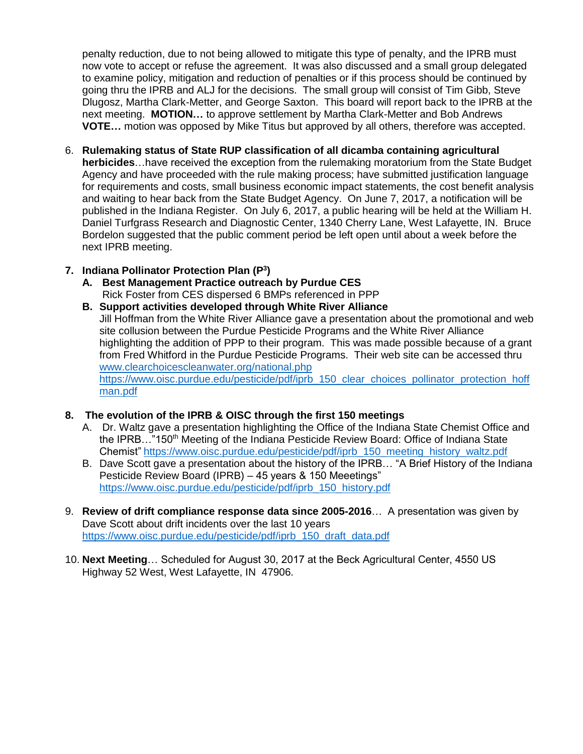penalty reduction, due to not being allowed to mitigate this type of penalty, and the IPRB must now vote to accept or refuse the agreement. It was also discussed and a small group delegated to examine policy, mitigation and reduction of penalties or if this process should be continued by going thru the IPRB and ALJ for the decisions. The small group will consist of Tim Gibb, Steve Dlugosz, Martha Clark-Metter, and George Saxton. This board will report back to the IPRB at the next meeting. **MOTION…** to approve settlement by Martha Clark-Metter and Bob Andrews **VOTE…** motion was opposed by Mike Titus but approved by all others, therefore was accepted.

6. **Rulemaking status of State RUP classification of all dicamba containing agricultural herbicides**…have received the exception from the rulemaking moratorium from the State Budget Agency and have proceeded with the rule making process; have submitted justification language for requirements and costs, small business economic impact statements, the cost benefit analysis and waiting to hear back from the State Budget Agency. On June 7, 2017, a notification will be published in the Indiana Register. On July 6, 2017, a public hearing will be held at the William H. Daniel Turfgrass Research and Diagnostic Center, 1340 Cherry Lane, West Lafayette, IN. Bruce Bordelon suggested that the public comment period be left open until about a week before the next IPRB meeting.

7. **Indiana Pollinator Protection Plan ($P^3$)**
   - **A. Best Management Practice outreach by Purdue CES**
     Rick Foster from CES dispersed 6 BMPs referenced in PPP
   - **B. Support activities developed through White River Alliance**
     Jill Hoffman from the White River Alliance gave a presentation about the promotional and web site collusion between the Purdue Pesticide Programs and the White River Alliance highlighting the addition of PPP to their program. This was made possible because of a grant from Fred Whitford in the Purdue Pesticide Programs. Their web site can be accessed thru www.clearchoicescleanwater.org/national.php
     https://www.oisc.purdue.edu/pesticide/pdf/iprb_150_clear_choices_pollinator_protection_hoffman.pdf

8. **The evolution of the IPRB & OISC through the first 150 meetings**
   - A. Dr. Waltz gave a presentation highlighting the Office of the Indiana State Chemist Office and the IPRB…"150th Meeting of the Indiana Pesticide Review Board: Office of Indiana State Chemist" https://www.oisc.purdue.edu/pesticide/pdf/iprb_150_meeting_history_waltz.pdf
   - B. Dave Scott gave a presentation about the history of the IPRB… "A Brief History of the Indiana Pesticide Review Board (IPRB) – 45 years & 150 Meeetings" https://www.oisc.purdue.edu/pesticide/pdf/iprb_150_history.pdf

9. **Review of drift compliance response data since 2005-2016**… A presentation was given by Dave Scott about drift incidents over the last 10 years https://www.oisc.purdue.edu/pesticide/pdf/iprb_150_draft_data.pdf

10. **Next Meeting**… Scheduled for August 30, 2017 at the Beck Agricultural Center, 4550 US Highway 52 West, West Lafayette, IN 47906.